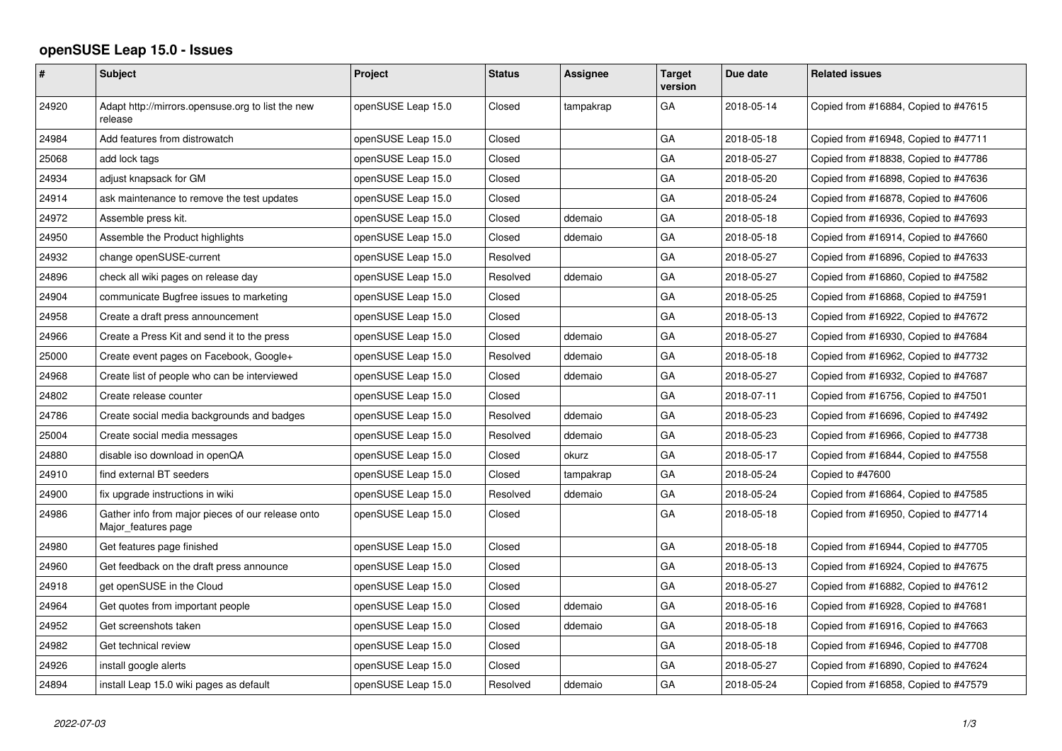# openSUSE Leap 15.0 - Issues

| # | Subject | Project | Status | Assignee | Target version | Due date | Related issues |
|---|---|---|---|---|---|---|---|
| 24920 | Adapt http://mirrors.opensuse.org to list the new release | openSUSE Leap 15.0 | Closed | tampakrap | GA | 2018-05-14 | Copied from #16884, Copied to #47615 |
| 24984 | Add features from distrowatch | openSUSE Leap 15.0 | Closed | | GA | 2018-05-18 | Copied from #16948, Copied to #47711 |
| 25068 | add lock tags | openSUSE Leap 15.0 | Closed | | GA | 2018-05-27 | Copied from #18838, Copied to #47786 |
| 24934 | adjust knapsack for GM | openSUSE Leap 15.0 | Closed | | GA | 2018-05-20 | Copied from #16898, Copied to #47636 |
| 24914 | ask maintenance to remove the test updates | openSUSE Leap 15.0 | Closed | | GA | 2018-05-24 | Copied from #16878, Copied to #47606 |
| 24972 | Assemble press kit. | openSUSE Leap 15.0 | Closed | ddemaio | GA | 2018-05-18 | Copied from #16936, Copied to #47693 |
| 24950 | Assemble the Product highlights | openSUSE Leap 15.0 | Closed | ddemaio | GA | 2018-05-18 | Copied from #16914, Copied to #47660 |
| 24932 | change openSUSE-current | openSUSE Leap 15.0 | Resolved | | GA | 2018-05-27 | Copied from #16896, Copied to #47633 |
| 24896 | check all wiki pages on release day | openSUSE Leap 15.0 | Resolved | ddemaio | GA | 2018-05-27 | Copied from #16860, Copied to #47582 |
| 24904 | communicate Bugfree issues to marketing | openSUSE Leap 15.0 | Closed | | GA | 2018-05-25 | Copied from #16868, Copied to #47591 |
| 24958 | Create a draft press announcement | openSUSE Leap 15.0 | Closed | | GA | 2018-05-13 | Copied from #16922, Copied to #47672 |
| 24966 | Create a Press Kit and send it to the press | openSUSE Leap 15.0 | Closed | ddemaio | GA | 2018-05-27 | Copied from #16930, Copied to #47684 |
| 25000 | Create event pages on Facebook, Google+ | openSUSE Leap 15.0 | Resolved | ddemaio | GA | 2018-05-18 | Copied from #16962, Copied to #47732 |
| 24968 | Create list of people who can be interviewed | openSUSE Leap 15.0 | Closed | ddemaio | GA | 2018-05-27 | Copied from #16932, Copied to #47687 |
| 24802 | Create release counter | openSUSE Leap 15.0 | Closed | | GA | 2018-07-11 | Copied from #16756, Copied to #47501 |
| 24786 | Create social media backgrounds and badges | openSUSE Leap 15.0 | Resolved | ddemaio | GA | 2018-05-23 | Copied from #16696, Copied to #47492 |
| 25004 | Create social media messages | openSUSE Leap 15.0 | Resolved | ddemaio | GA | 2018-05-23 | Copied from #16966, Copied to #47738 |
| 24880 | disable iso download in openQA | openSUSE Leap 15.0 | Closed | okurz | GA | 2018-05-17 | Copied from #16844, Copied to #47558 |
| 24910 | find external BT seeders | openSUSE Leap 15.0 | Closed | tampakrap | GA | 2018-05-24 | Copied to #47600 |
| 24900 | fix upgrade instructions in wiki | openSUSE Leap 15.0 | Resolved | ddemaio | GA | 2018-05-24 | Copied from #16864, Copied to #47585 |
| 24986 | Gather info from major pieces of our release onto Major_features page | openSUSE Leap 15.0 | Closed | | GA | 2018-05-18 | Copied from #16950, Copied to #47714 |
| 24980 | Get features page finished | openSUSE Leap 15.0 | Closed | | GA | 2018-05-18 | Copied from #16944, Copied to #47705 |
| 24960 | Get feedback on the draft press announce | openSUSE Leap 15.0 | Closed | | GA | 2018-05-13 | Copied from #16924, Copied to #47675 |
| 24918 | get openSUSE in the Cloud | openSUSE Leap 15.0 | Closed | | GA | 2018-05-27 | Copied from #16882, Copied to #47612 |
| 24964 | Get quotes from important people | openSUSE Leap 15.0 | Closed | ddemaio | GA | 2018-05-16 | Copied from #16928, Copied to #47681 |
| 24952 | Get screenshots taken | openSUSE Leap 15.0 | Closed | ddemaio | GA | 2018-05-18 | Copied from #16916, Copied to #47663 |
| 24982 | Get technical review | openSUSE Leap 15.0 | Closed | | GA | 2018-05-18 | Copied from #16946, Copied to #47708 |
| 24926 | install google alerts | openSUSE Leap 15.0 | Closed | | GA | 2018-05-27 | Copied from #16890, Copied to #47624 |
| 24894 | install Leap 15.0 wiki pages as default | openSUSE Leap 15.0 | Resolved | ddemaio | GA | 2018-05-24 | Copied from #16858, Copied to #47579 |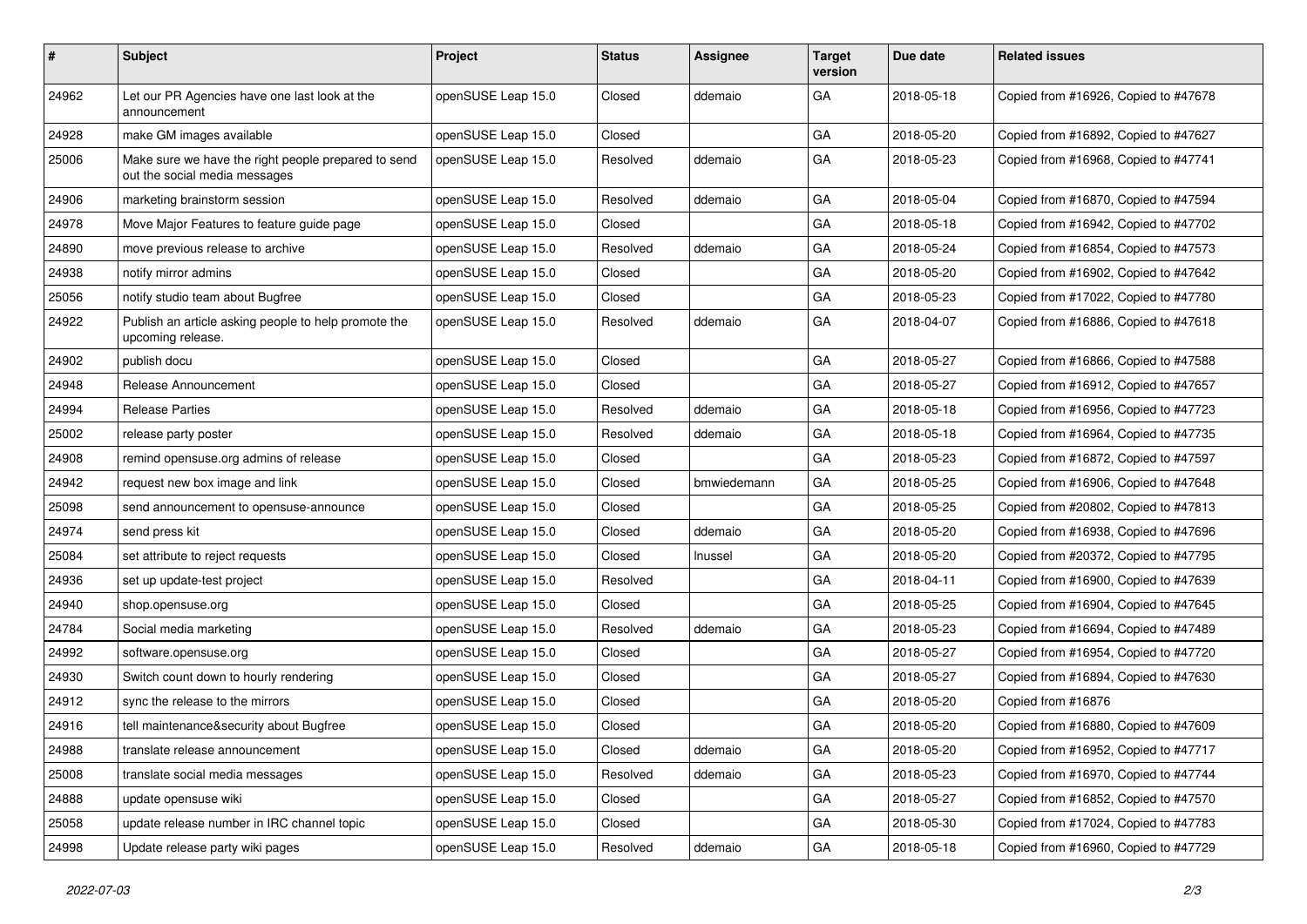| # | Subject | Project | Status | Assignee | Target version | Due date | Related issues |
|---|---|---|---|---|---|---|---|
| 24962 | Let our PR Agencies have one last look at the announcement | openSUSE Leap 15.0 | Closed | ddemaio | GA | 2018-05-18 | Copied from #16926, Copied to #47678 |
| 24928 | make GM images available | openSUSE Leap 15.0 | Closed | | GA | 2018-05-20 | Copied from #16892, Copied to #47627 |
| 25006 | Make sure we have the right people prepared to send out the social media messages | openSUSE Leap 15.0 | Resolved | ddemaio | GA | 2018-05-23 | Copied from #16968, Copied to #47741 |
| 24906 | marketing brainstorm session | openSUSE Leap 15.0 | Resolved | ddemaio | GA | 2018-05-04 | Copied from #16870, Copied to #47594 |
| 24978 | Move Major Features to feature guide page | openSUSE Leap 15.0 | Closed | | GA | 2018-05-18 | Copied from #16942, Copied to #47702 |
| 24890 | move previous release to archive | openSUSE Leap 15.0 | Resolved | ddemaio | GA | 2018-05-24 | Copied from #16854, Copied to #47573 |
| 24938 | notify mirror admins | openSUSE Leap 15.0 | Closed | | GA | 2018-05-20 | Copied from #16902, Copied to #47642 |
| 25056 | notify studio team about Bugfree | openSUSE Leap 15.0 | Closed | | GA | 2018-05-23 | Copied from #17022, Copied to #47780 |
| 24922 | Publish an article asking people to help promote the upcoming release. | openSUSE Leap 15.0 | Resolved | ddemaio | GA | 2018-04-07 | Copied from #16886, Copied to #47618 |
| 24902 | publish docu | openSUSE Leap 15.0 | Closed | | GA | 2018-05-27 | Copied from #16866, Copied to #47588 |
| 24948 | Release Announcement | openSUSE Leap 15.0 | Closed | | GA | 2018-05-27 | Copied from #16912, Copied to #47657 |
| 24994 | Release Parties | openSUSE Leap 15.0 | Resolved | ddemaio | GA | 2018-05-18 | Copied from #16956, Copied to #47723 |
| 25002 | release party poster | openSUSE Leap 15.0 | Resolved | ddemaio | GA | 2018-05-18 | Copied from #16964, Copied to #47735 |
| 24908 | remind opensuse.org admins of release | openSUSE Leap 15.0 | Closed | | GA | 2018-05-23 | Copied from #16872, Copied to #47597 |
| 24942 | request new box image and link | openSUSE Leap 15.0 | Closed | bmwiedemann | GA | 2018-05-25 | Copied from #16906, Copied to #47648 |
| 25098 | send announcement to opensuse-announce | openSUSE Leap 15.0 | Closed | | GA | 2018-05-25 | Copied from #20802, Copied to #47813 |
| 24974 | send press kit | openSUSE Leap 15.0 | Closed | ddemaio | GA | 2018-05-20 | Copied from #16938, Copied to #47696 |
| 25084 | set attribute to reject requests | openSUSE Leap 15.0 | Closed | lnussel | GA | 2018-05-20 | Copied from #20372, Copied to #47795 |
| 24936 | set up update-test project | openSUSE Leap 15.0 | Resolved | | GA | 2018-04-11 | Copied from #16900, Copied to #47639 |
| 24940 | shop.opensuse.org | openSUSE Leap 15.0 | Closed | | GA | 2018-05-25 | Copied from #16904, Copied to #47645 |
| 24784 | Social media marketing | openSUSE Leap 15.0 | Resolved | ddemaio | GA | 2018-05-23 | Copied from #16694, Copied to #47489 |
| 24992 | software.opensuse.org | openSUSE Leap 15.0 | Closed | | GA | 2018-05-27 | Copied from #16954, Copied to #47720 |
| 24930 | Switch count down to hourly rendering | openSUSE Leap 15.0 | Closed | | GA | 2018-05-27 | Copied from #16894, Copied to #47630 |
| 24912 | sync the release to the mirrors | openSUSE Leap 15.0 | Closed | | GA | 2018-05-20 | Copied from #16876 |
| 24916 | tell maintenance&security about Bugfree | openSUSE Leap 15.0 | Closed | | GA | 2018-05-20 | Copied from #16880, Copied to #47609 |
| 24988 | translate release announcement | openSUSE Leap 15.0 | Closed | ddemaio | GA | 2018-05-20 | Copied from #16952, Copied to #47717 |
| 25008 | translate social media messages | openSUSE Leap 15.0 | Resolved | ddemaio | GA | 2018-05-23 | Copied from #16970, Copied to #47744 |
| 24888 | update opensuse wiki | openSUSE Leap 15.0 | Closed | | GA | 2018-05-27 | Copied from #16852, Copied to #47570 |
| 25058 | update release number in IRC channel topic | openSUSE Leap 15.0 | Closed | | GA | 2018-05-30 | Copied from #17024, Copied to #47783 |
| 24998 | Update release party wiki pages | openSUSE Leap 15.0 | Resolved | ddemaio | GA | 2018-05-18 | Copied from #16960, Copied to #47729 |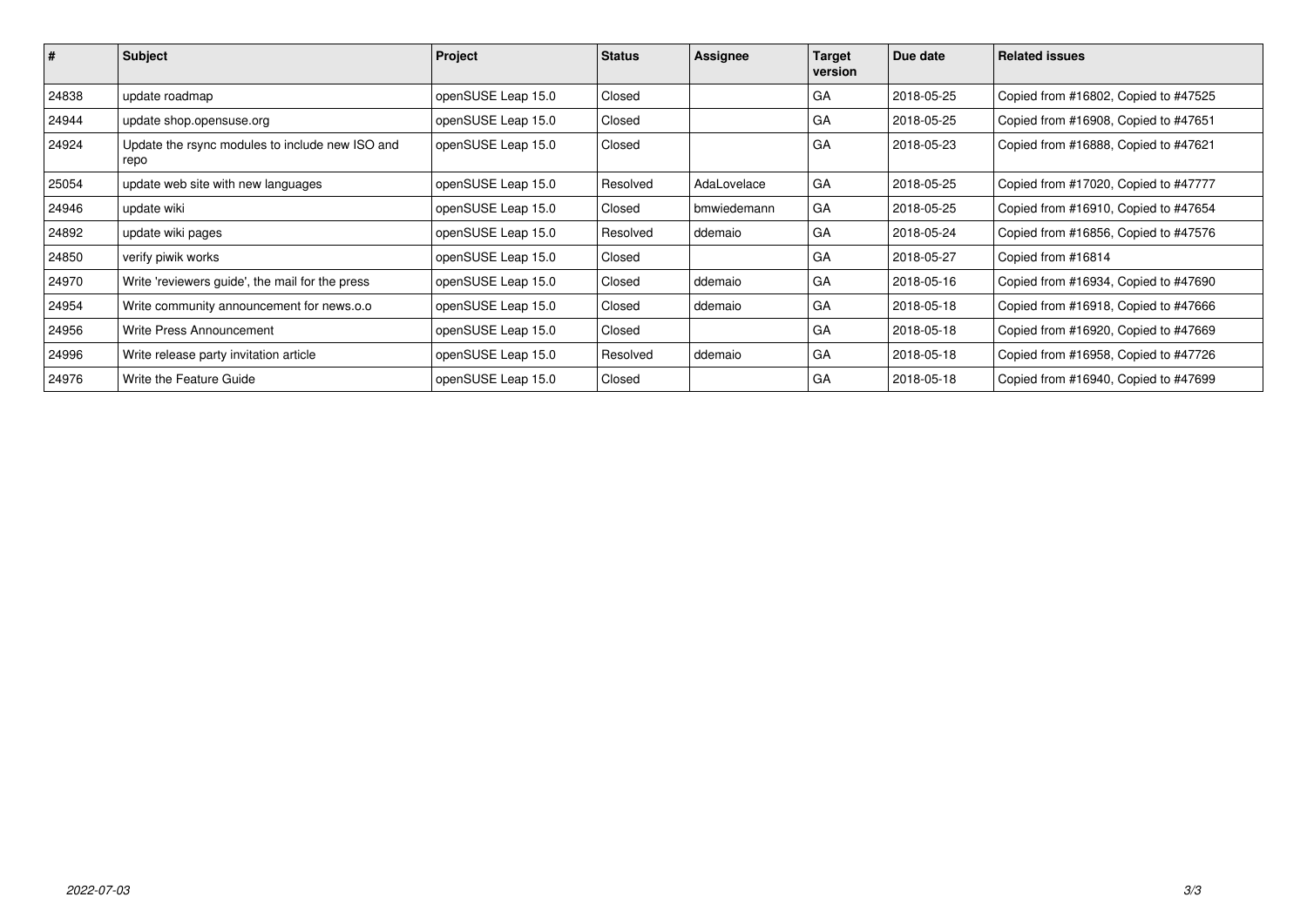| # | Subject | Project | Status | Assignee | Target version | Due date | Related issues |
|---|---|---|---|---|---|---|---|
| 24838 | update roadmap | openSUSE Leap 15.0 | Closed | | GA | 2018-05-25 | Copied from #16802, Copied to #47525 |
| 24944 | update shop.opensuse.org | openSUSE Leap 15.0 | Closed | | GA | 2018-05-25 | Copied from #16908, Copied to #47651 |
| 24924 | Update the rsync modules to include new ISO and repo | openSUSE Leap 15.0 | Closed | | GA | 2018-05-23 | Copied from #16888, Copied to #47621 |
| 25054 | update web site with new languages | openSUSE Leap 15.0 | Resolved | AdaLovelace | GA | 2018-05-25 | Copied from #17020, Copied to #47777 |
| 24946 | update wiki | openSUSE Leap 15.0 | Closed | bmwiedemann | GA | 2018-05-25 | Copied from #16910, Copied to #47654 |
| 24892 | update wiki pages | openSUSE Leap 15.0 | Resolved | ddemaio | GA | 2018-05-24 | Copied from #16856, Copied to #47576 |
| 24850 | verify piwik works | openSUSE Leap 15.0 | Closed | | GA | 2018-05-27 | Copied from #16814 |
| 24970 | Write 'reviewers guide', the mail for the press | openSUSE Leap 15.0 | Closed | ddemaio | GA | 2018-05-16 | Copied from #16934, Copied to #47690 |
| 24954 | Write community announcement for news.o.o | openSUSE Leap 15.0 | Closed | ddemaio | GA | 2018-05-18 | Copied from #16918, Copied to #47666 |
| 24956 | Write Press Announcement | openSUSE Leap 15.0 | Closed | | GA | 2018-05-18 | Copied from #16920, Copied to #47669 |
| 24996 | Write release party invitation article | openSUSE Leap 15.0 | Resolved | ddemaio | GA | 2018-05-18 | Copied from #16958, Copied to #47726 |
| 24976 | Write the Feature Guide | openSUSE Leap 15.0 | Closed | | GA | 2018-05-18 | Copied from #16940, Copied to #47699 |